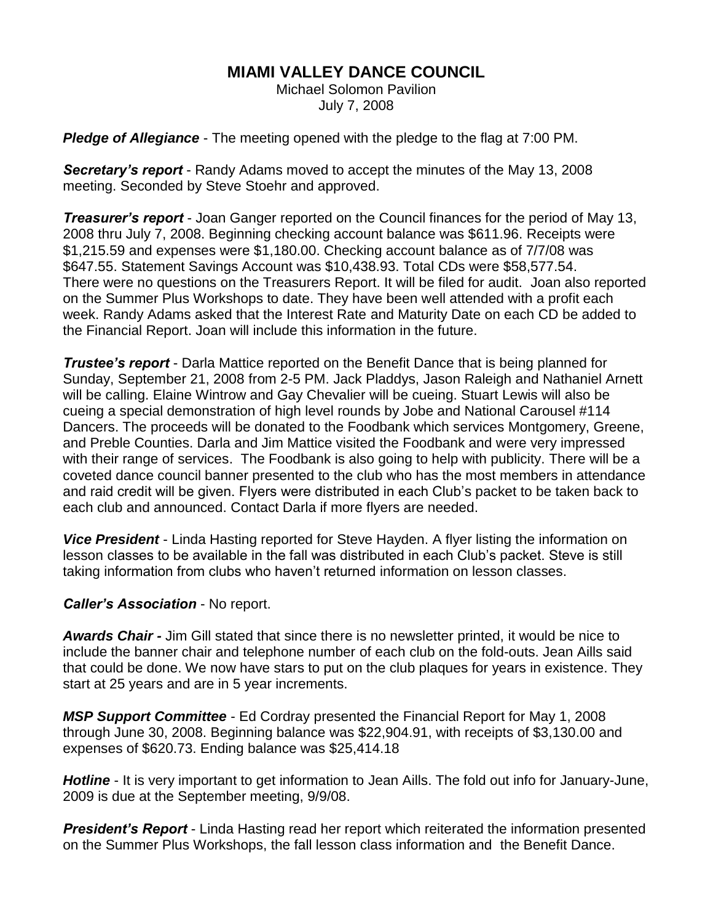# MIAMI VALLEY DANCE COUNCIL

Michael Solomon Pavilion
July 7, 2008

***Pledge of Allegiance*** - The meeting opened with the pledge to the flag at 7:00 PM.

***Secretary's report*** - Randy Adams moved to accept the minutes of the May 13, 2008 meeting. Seconded by Steve Stoehr and approved.

***Treasurer's report*** - Joan Ganger reported on the Council finances for the period of May 13, 2008 thru July 7, 2008. Beginning checking account balance was $611.96. Receipts were $1,215.59 and expenses were $1,180.00. Checking account balance as of 7/7/08 was $647.55. Statement Savings Account was $10,438.93. Total CDs were $58,577.54. There were no questions on the Treasurers Report. It will be filed for audit. Joan also reported on the Summer Plus Workshops to date. They have been well attended with a profit each week. Randy Adams asked that the Interest Rate and Maturity Date on each CD be added to the Financial Report. Joan will include this information in the future.

***Trustee's report*** - Darla Mattice reported on the Benefit Dance that is being planned for Sunday, September 21, 2008 from 2-5 PM. Jack Pladdys, Jason Raleigh and Nathaniel Arnett will be calling. Elaine Wintrow and Gay Chevalier will be cueing. Stuart Lewis will also be cueing a special demonstration of high level rounds by Jobe and National Carousel #114 Dancers. The proceeds will be donated to the Foodbank which services Montgomery, Greene, and Preble Counties. Darla and Jim Mattice visited the Foodbank and were very impressed with their range of services. The Foodbank is also going to help with publicity. There will be a coveted dance council banner presented to the club who has the most members in attendance and raid credit will be given. Flyers were distributed in each Club's packet to be taken back to each club and announced. Contact Darla if more flyers are needed.

***Vice President*** - Linda Hasting reported for Steve Hayden. A flyer listing the information on lesson classes to be available in the fall was distributed in each Club's packet. Steve is still taking information from clubs who haven't returned information on lesson classes.

***Caller's Association*** - No report.

***Awards Chair -*** Jim Gill stated that since there is no newsletter printed, it would be nice to include the banner chair and telephone number of each club on the fold-outs. Jean Aills said that could be done. We now have stars to put on the club plaques for years in existence. They start at 25 years and are in 5 year increments.

***MSP Support Committee*** - Ed Cordray presented the Financial Report for May 1, 2008 through June 30, 2008. Beginning balance was $22,904.91, with receipts of $3,130.00 and expenses of $620.73. Ending balance was $25,414.18

***Hotline*** - It is very important to get information to Jean Aills. The fold out info for January-June, 2009 is due at the September meeting, 9/9/08.

***President's Report*** - Linda Hasting read her report which reiterated the information presented on the Summer Plus Workshops, the fall lesson class information and the Benefit Dance.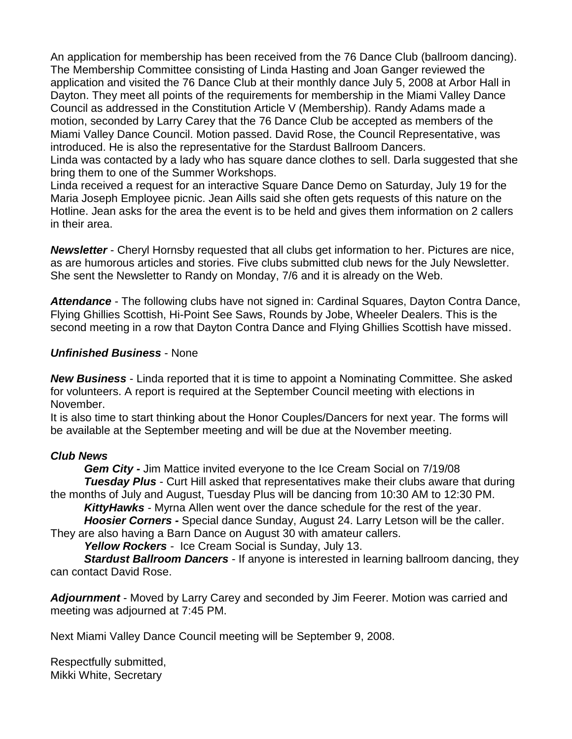An application for membership has been received from the 76 Dance Club (ballroom dancing). The Membership Committee consisting of Linda Hasting and Joan Ganger reviewed the application and visited the 76 Dance Club at their monthly dance July 5, 2008 at Arbor Hall in Dayton. They meet all points of the requirements for membership in the Miami Valley Dance Council as addressed in the Constitution Article V (Membership). Randy Adams made a motion, seconded by Larry Carey that the 76 Dance Club be accepted as members of the Miami Valley Dance Council. Motion passed. David Rose, the Council Representative, was introduced. He is also the representative for the Stardust Ballroom Dancers.
Linda was contacted by a lady who has square dance clothes to sell. Darla suggested that she bring them to one of the Summer Workshops.
Linda received a request for an interactive Square Dance Demo on Saturday, July 19 for the Maria Joseph Employee picnic. Jean Aills said she often gets requests of this nature on the Hotline. Jean asks for the area the event is to be held and gives them information on 2 callers in their area.

***Newsletter*** - Cheryl Hornsby requested that all clubs get information to her. Pictures are nice, as are humorous articles and stories. Five clubs submitted club news for the July Newsletter. She sent the Newsletter to Randy on Monday, 7/6 and it is already on the Web.

***Attendance*** - The following clubs have not signed in: Cardinal Squares, Dayton Contra Dance, Flying Ghillies Scottish, Hi-Point See Saws, Rounds by Jobe, Wheeler Dealers. This is the second meeting in a row that Dayton Contra Dance and Flying Ghillies Scottish have missed.

***Unfinished Business*** - None

***New Business*** - Linda reported that it is time to appoint a Nominating Committee. She asked for volunteers. A report is required at the September Council meeting with elections in November.
It is also time to start thinking about the Honor Couples/Dancers for next year. The forms will be available at the September meeting and will be due at the November meeting.

***Club News***

***Gem City -*** Jim Mattice invited everyone to the Ice Cream Social on 7/19/08

***Tuesday Plus*** - Curt Hill asked that representatives make their clubs aware that during the months of July and August, Tuesday Plus will be dancing from 10:30 AM to 12:30 PM.

***KittyHawks*** - Myrna Allen went over the dance schedule for the rest of the year.

***Hoosier Corners -*** Special dance Sunday, August 24. Larry Letson will be the caller. They are also having a Barn Dance on August 30 with amateur callers.

***Yellow Rockers*** - Ice Cream Social is Sunday, July 13.

***Stardust Ballroom Dancers*** - If anyone is interested in learning ballroom dancing, they can contact David Rose.

***Adjournment*** - Moved by Larry Carey and seconded by Jim Feerer. Motion was carried and meeting was adjourned at 7:45 PM.

Next Miami Valley Dance Council meeting will be September 9, 2008.

Respectfully submitted,
Mikki White, Secretary